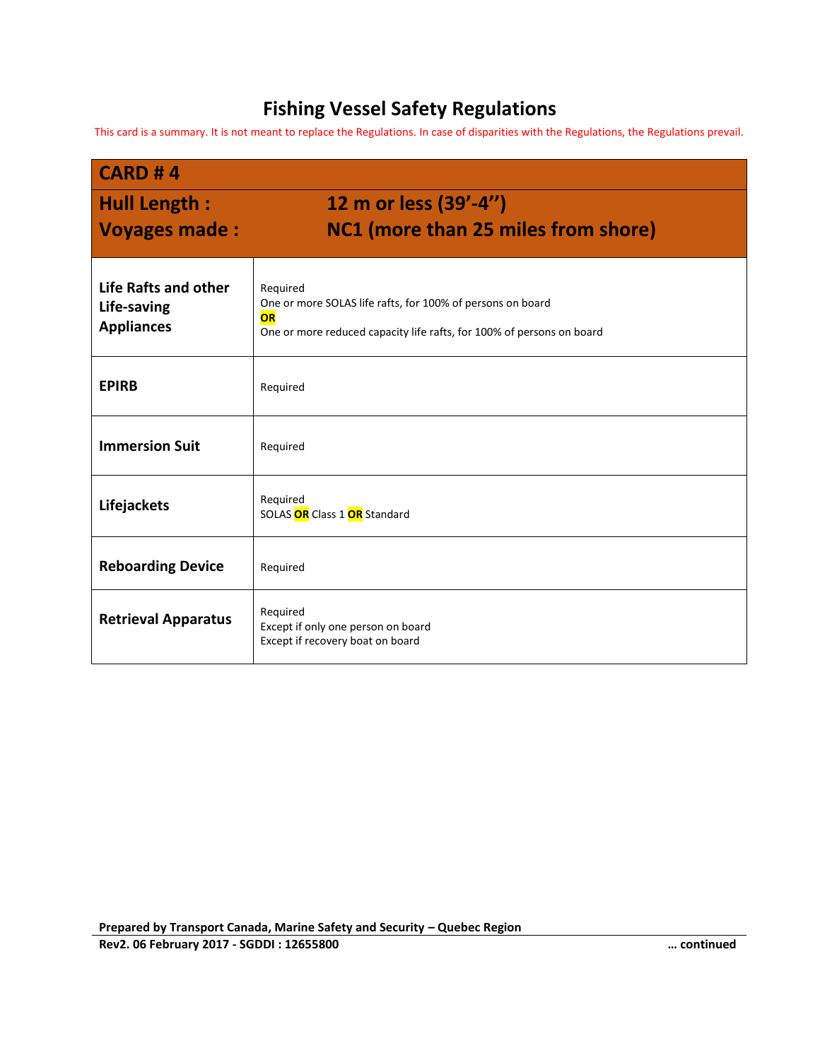# Fishing Vessel Safety Regulations

This card is a summary. It is not meant to replace the Regulations. In case of disparities with the Regulations, the Regulations prevail.

| CARD # 4 | |
|---|---|
| **Hull Length :** | **12 m or less (39'-4'')** |
| **Voyages made :** | **NC1 (more than 25 miles from shore)** |
| **Life Rafts and other Life-saving Appliances** | Required<br>One or more SOLAS life rafts, for 100% of persons on board<br>**OR**<br>One or more reduced capacity life rafts, for 100% of persons on board |
| **EPIRB** | Required |
| **Immersion Suit** | Required |
| **Lifejackets** | Required<br>SOLAS **OR** Class 1 **OR** Standard |
| **Reboarding Device** | Required |
| **Retrieval Apparatus** | Required<br>Except if only one person on board<br>Except if recovery boat on board |

**Prepared by Transport Canada, Marine Safety and Security – Quebec Region**

**Rev2. 06 February 2017 - SGDDI : 12655800**

**… continued**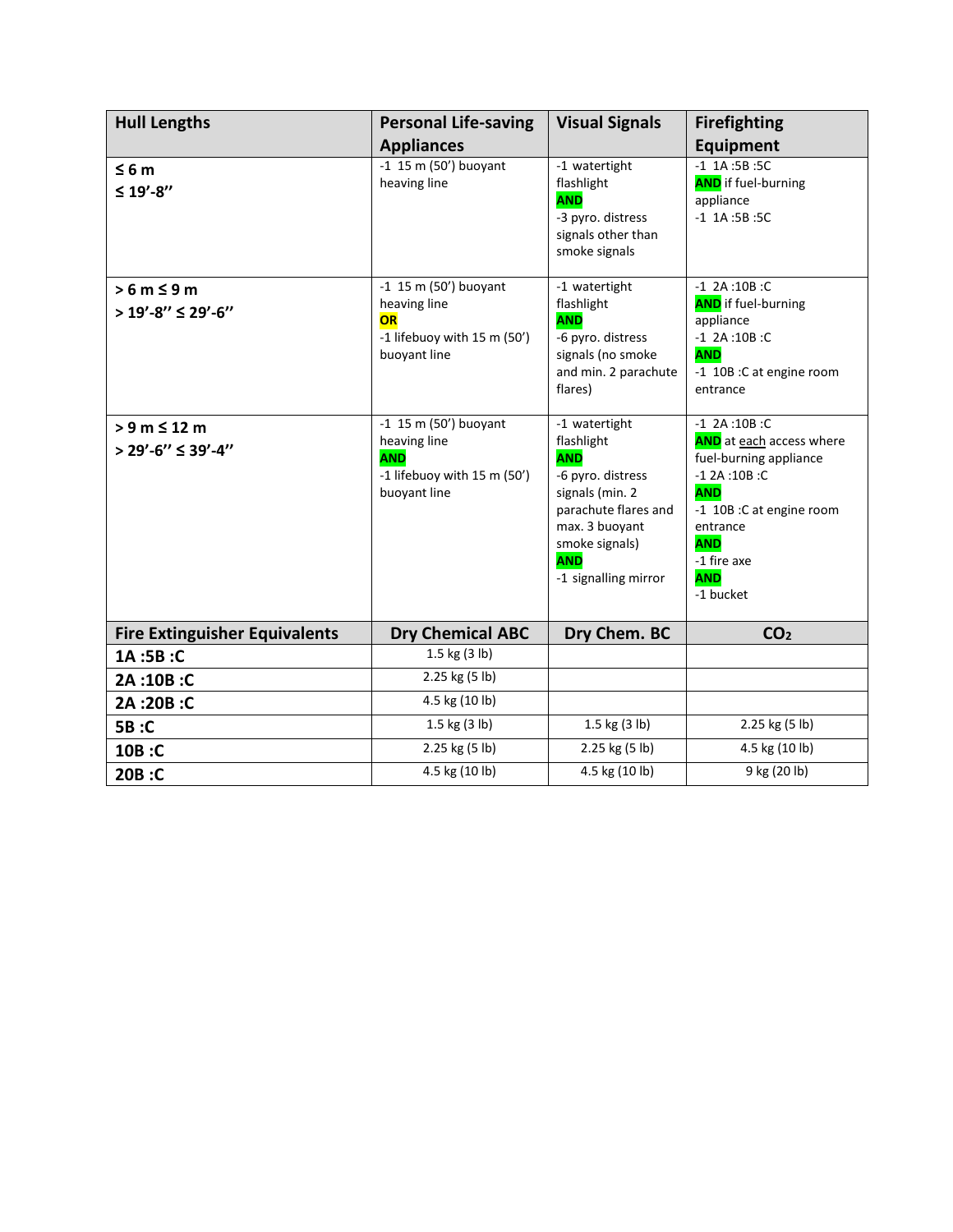| Hull Lengths | Personal Life-saving Appliances | Visual Signals | Firefighting Equipment |
|---|---|---|---|
| **≤ 6 m**<br>**≤ 19'-8''** | -1 15 m (50') buoyant heaving line | -1 watertight flashlight<br>**AND**<br>-3 pyro. distress signals other than smoke signals | -1 1A :5B :5C<br>**AND** if fuel-burning appliance<br>-1 1A :5B :5C |
| **> 6 m ≤ 9 m**<br>**> 19'-8'' ≤ 29'-6''** | -1 15 m (50') buoyant heaving line<br>**OR**<br>-1 lifebuoy with 15 m (50') buoyant line | -1 watertight flashlight<br>**AND**<br>-6 pyro. distress signals (no smoke and min. 2 parachute flares) | -1 2A :10B :C<br>**AND** if fuel-burning appliance<br>-1 2A :10B :C<br>**AND**<br>-1 10B :C at engine room entrance |
| **> 9 m ≤ 12 m**<br>**> 29'-6'' ≤ 39'-4''** | -1 15 m (50') buoyant heaving line<br>**AND**<br>-1 lifebuoy with 15 m (50') buoyant line | -1 watertight flashlight<br>**AND**<br>-6 pyro. distress signals (min. 2 parachute flares and max. 3 buoyant smoke signals)<br>**AND**<br>-1 signalling mirror | -1 2A :10B :C<br>**AND** at each access where fuel-burning appliance<br>-1 2A :10B :C<br>**AND**<br>-1 10B :C at engine room entrance<br>**AND**<br>-1 fire axe<br>**AND**<br>-1 bucket |

| Fire Extinguisher Equivalents | Dry Chemical ABC | Dry Chem. BC | $CO_2$ |
|---|---|---|---|
| **1A :5B :C** | 1.5 kg (3 lb) | | |
| **2A :10B :C** | 2.25 kg (5 lb) | | |
| **2A :20B :C** | 4.5 kg (10 lb) | | |
| **5B :C** | 1.5 kg (3 lb) | 1.5 kg (3 lb) | 2.25 kg (5 lb) |
| **10B :C** | 2.25 kg (5 lb) | 2.25 kg (5 lb) | 4.5 kg (10 lb) |
| **20B :C** | 4.5 kg (10 lb) | 4.5 kg (10 lb) | 9 kg (20 lb) |